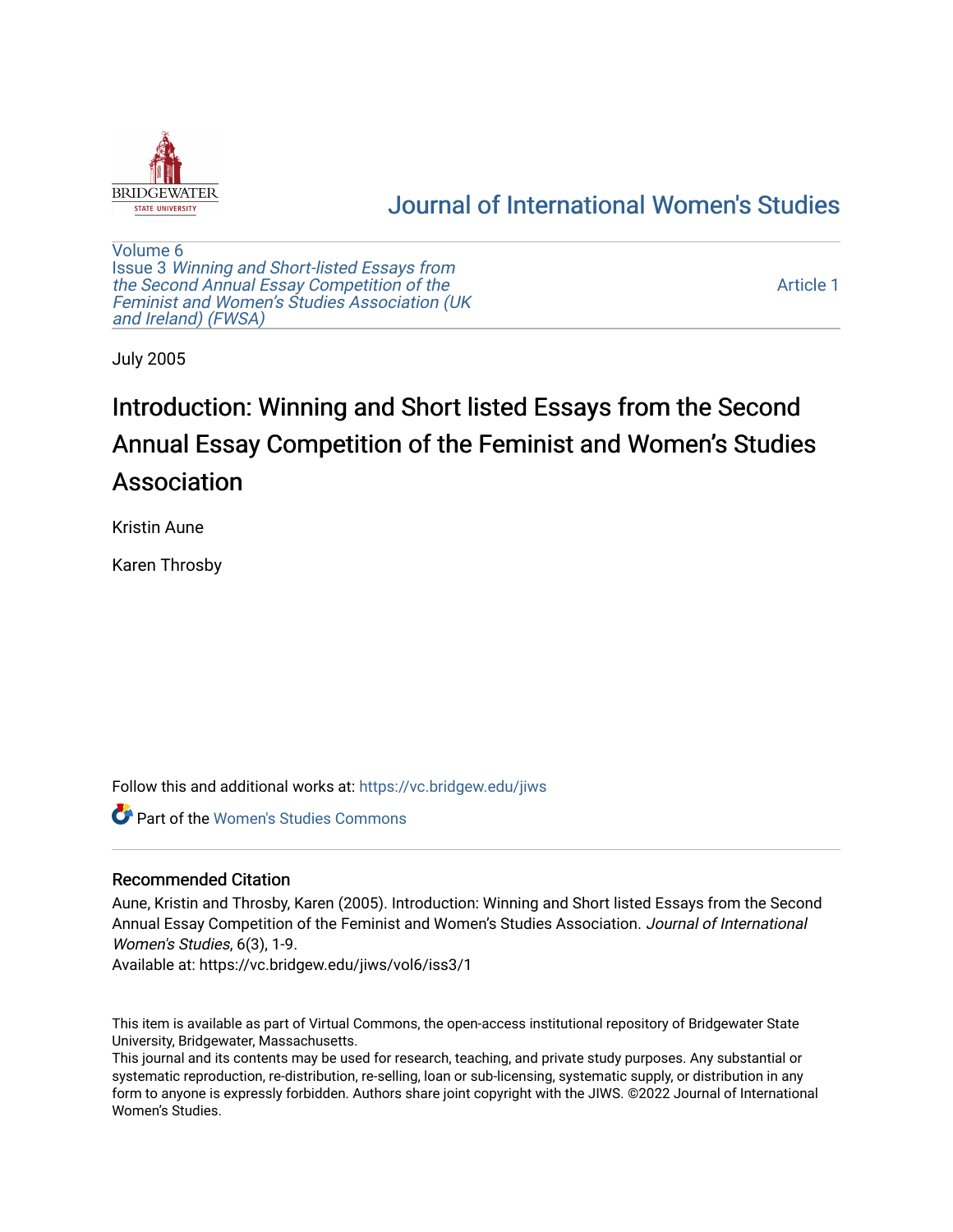Journal of International Women's Studies

Volume 6
Issue 3 *Winning and Short-listed Essays from the Second Annual Essay Competition of the Feminist and Women's Studies Association (UK and Ireland) (FWSA)*

Article 1

July 2005

# Introduction: Winning and Short listed Essays from the Second Annual Essay Competition of the Feminist and Women's Studies Association

Kristin Aune

Karen Throsby

Follow this and additional works at: https://vc.bridgew.edu/jiws

Part of the Women's Studies Commons

## Recommended Citation

Aune, Kristin and Throsby, Karen (2005). Introduction: Winning and Short listed Essays from the Second Annual Essay Competition of the Feminist and Women's Studies Association. *Journal of International Women's Studies*, 6(3), 1-9.
Available at: https://vc.bridgew.edu/jiws/vol6/iss3/1

This item is available as part of Virtual Commons, the open-access institutional repository of Bridgewater State University, Bridgewater, Massachusetts.
This journal and its contents may be used for research, teaching, and private study purposes. Any substantial or systematic reproduction, re-distribution, re-selling, loan or sub-licensing, systematic supply, or distribution in any form to anyone is expressly forbidden. Authors share joint copyright with the JIWS. ©2022 Journal of International Women's Studies.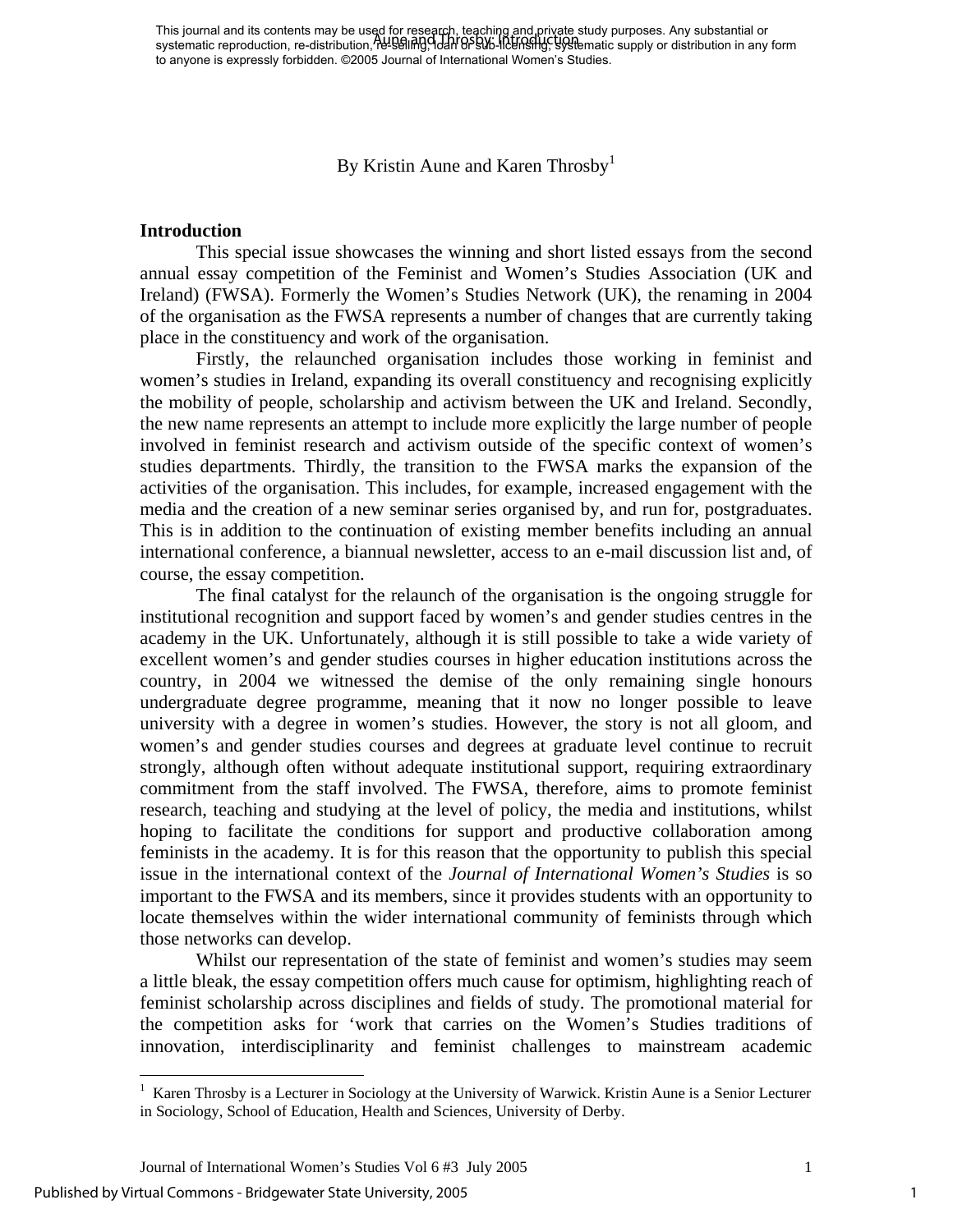By Kristin Aune and Karen Throsby[1]

## Introduction

This special issue showcases the winning and short listed essays from the second annual essay competition of the Feminist and Women's Studies Association (UK and Ireland) (FWSA). Formerly the Women's Studies Network (UK), the renaming in 2004 of the organisation as the FWSA represents a number of changes that are currently taking place in the constituency and work of the organisation.

Firstly, the relaunched organisation includes those working in feminist and women's studies in Ireland, expanding its overall constituency and recognising explicitly the mobility of people, scholarship and activism between the UK and Ireland. Secondly, the new name represents an attempt to include more explicitly the large number of people involved in feminist research and activism outside of the specific context of women's studies departments. Thirdly, the transition to the FWSA marks the expansion of the activities of the organisation. This includes, for example, increased engagement with the media and the creation of a new seminar series organised by, and run for, postgraduates. This is in addition to the continuation of existing member benefits including an annual international conference, a biannual newsletter, access to an e-mail discussion list and, of course, the essay competition.

The final catalyst for the relaunch of the organisation is the ongoing struggle for institutional recognition and support faced by women's and gender studies centres in the academy in the UK. Unfortunately, although it is still possible to take a wide variety of excellent women's and gender studies courses in higher education institutions across the country, in 2004 we witnessed the demise of the only remaining single honours undergraduate degree programme, meaning that it now no longer possible to leave university with a degree in women's studies. However, the story is not all gloom, and women's and gender studies courses and degrees at graduate level continue to recruit strongly, although often without adequate institutional support, requiring extraordinary commitment from the staff involved. The FWSA, therefore, aims to promote feminist research, teaching and studying at the level of policy, the media and institutions, whilst hoping to facilitate the conditions for support and productive collaboration among feminists in the academy. It is for this reason that the opportunity to publish this special issue in the international context of the *Journal of International Women's Studies* is so important to the FWSA and its members, since it provides students with an opportunity to locate themselves within the wider international community of feminists through which those networks can develop.

Whilst our representation of the state of feminist and women's studies may seem a little bleak, the essay competition offers much cause for optimism, highlighting reach of feminist scholarship across disciplines and fields of study. The promotional material for the competition asks for 'work that carries on the Women's Studies traditions of innovation, interdisciplinarity and feminist challenges to mainstream academic

[1] Karen Throsby is a Lecturer in Sociology at the University of Warwick. Kristin Aune is a Senior Lecturer in Sociology, School of Education, Health and Sciences, University of Derby.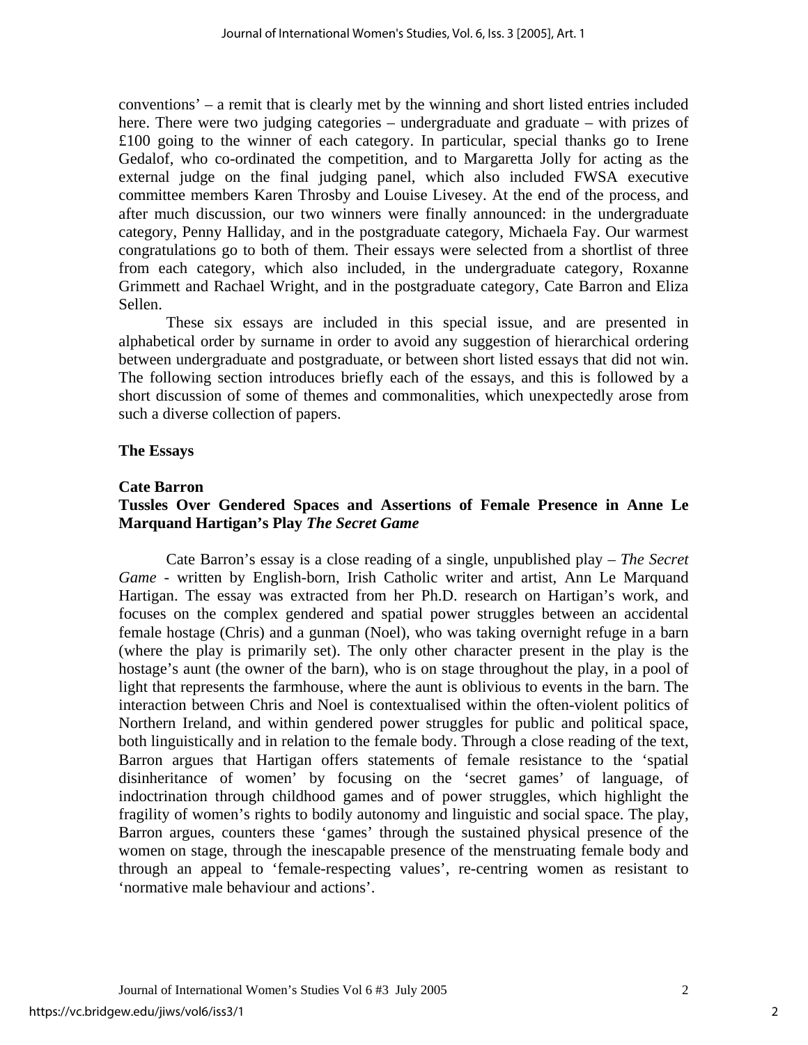conventions' – a remit that is clearly met by the winning and short listed entries included here. There were two judging categories – undergraduate and graduate – with prizes of £100 going to the winner of each category. In particular, special thanks go to Irene Gedalof, who co-ordinated the competition, and to Margaretta Jolly for acting as the external judge on the final judging panel, which also included FWSA executive committee members Karen Throsby and Louise Livesey. At the end of the process, and after much discussion, our two winners were finally announced: in the undergraduate category, Penny Halliday, and in the postgraduate category, Michaela Fay. Our warmest congratulations go to both of them. Their essays were selected from a shortlist of three from each category, which also included, in the undergraduate category, Roxanne Grimmett and Rachael Wright, and in the postgraduate category, Cate Barron and Eliza Sellen.

These six essays are included in this special issue, and are presented in alphabetical order by surname in order to avoid any suggestion of hierarchical ordering between undergraduate and postgraduate, or between short listed essays that did not win. The following section introduces briefly each of the essays, and this is followed by a short discussion of some of themes and commonalities, which unexpectedly arose from such a diverse collection of papers.

## The Essays

### Cate Barron
### Tussles Over Gendered Spaces and Assertions of Female Presence in Anne Le Marquand Hartigan's Play *The Secret Game*

Cate Barron's essay is a close reading of a single, unpublished play – *The Secret Game* - written by English-born, Irish Catholic writer and artist, Ann Le Marquand Hartigan. The essay was extracted from her Ph.D. research on Hartigan's work, and focuses on the complex gendered and spatial power struggles between an accidental female hostage (Chris) and a gunman (Noel), who was taking overnight refuge in a barn (where the play is primarily set). The only other character present in the play is the hostage's aunt (the owner of the barn), who is on stage throughout the play, in a pool of light that represents the farmhouse, where the aunt is oblivious to events in the barn. The interaction between Chris and Noel is contextualised within the often-violent politics of Northern Ireland, and within gendered power struggles for public and political space, both linguistically and in relation to the female body. Through a close reading of the text, Barron argues that Hartigan offers statements of female resistance to the 'spatial disinheritance of women' by focusing on the 'secret games' of language, of indoctrination through childhood games and of power struggles, which highlight the fragility of women's rights to bodily autonomy and linguistic and social space. The play, Barron argues, counters these 'games' through the sustained physical presence of the women on stage, through the inescapable presence of the menstruating female body and through an appeal to 'female-respecting values', re-centring women as resistant to 'normative male behaviour and actions'.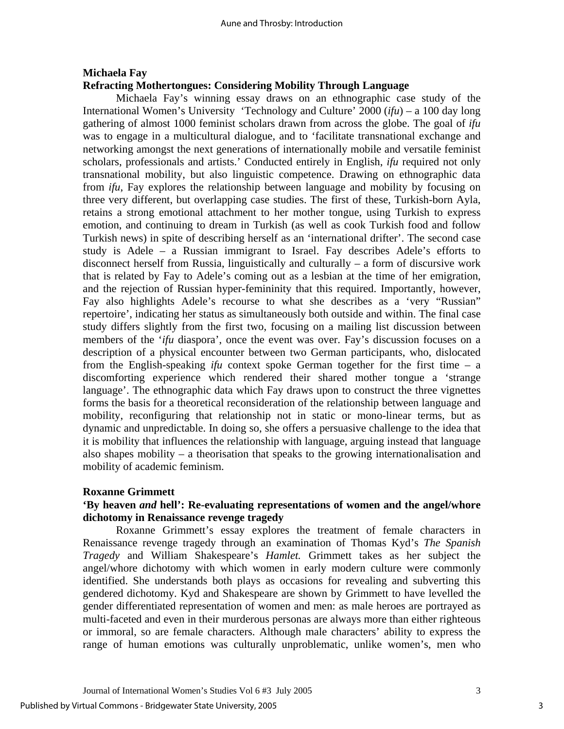**Michaela Fay**

**Refracting Mothertongues: Considering Mobility Through Language**

Michaela Fay's winning essay draws on an ethnographic case study of the International Women's University 'Technology and Culture' 2000 (*ifu*) – a 100 day long gathering of almost 1000 feminist scholars drawn from across the globe. The goal of *ifu* was to engage in a multicultural dialogue, and to 'facilitate transnational exchange and networking amongst the next generations of internationally mobile and versatile feminist scholars, professionals and artists.' Conducted entirely in English, *ifu* required not only transnational mobility, but also linguistic competence. Drawing on ethnographic data from *ifu*, Fay explores the relationship between language and mobility by focusing on three very different, but overlapping case studies. The first of these, Turkish-born Ayla, retains a strong emotional attachment to her mother tongue, using Turkish to express emotion, and continuing to dream in Turkish (as well as cook Turkish food and follow Turkish news) in spite of describing herself as an 'international drifter'. The second case study is Adele – a Russian immigrant to Israel. Fay describes Adele's efforts to disconnect herself from Russia, linguistically and culturally – a form of discursive work that is related by Fay to Adele's coming out as a lesbian at the time of her emigration, and the rejection of Russian hyper-femininity that this required. Importantly, however, Fay also highlights Adele's recourse to what she describes as a 'very "Russian" repertoire', indicating her status as simultaneously both outside and within. The final case study differs slightly from the first two, focusing on a mailing list discussion between members of the '*ifu* diaspora', once the event was over. Fay's discussion focuses on a description of a physical encounter between two German participants, who, dislocated from the English-speaking *ifu* context spoke German together for the first time – a discomforting experience which rendered their shared mother tongue a 'strange language'. The ethnographic data which Fay draws upon to construct the three vignettes forms the basis for a theoretical reconsideration of the relationship between language and mobility, reconfiguring that relationship not in static or mono-linear terms, but as dynamic and unpredictable. In doing so, she offers a persuasive challenge to the idea that it is mobility that influences the relationship with language, arguing instead that language also shapes mobility – a theorisation that speaks to the growing internationalisation and mobility of academic feminism.

**Roxanne Grimmett**

**'By heaven *and* hell': Re-evaluating representations of women and the angel/whore dichotomy in Renaissance revenge tragedy**

Roxanne Grimmett's essay explores the treatment of female characters in Renaissance revenge tragedy through an examination of Thomas Kyd's *The Spanish Tragedy* and William Shakespeare's *Hamlet.* Grimmett takes as her subject the angel/whore dichotomy with which women in early modern culture were commonly identified. She understands both plays as occasions for revealing and subverting this gendered dichotomy. Kyd and Shakespeare are shown by Grimmett to have levelled the gender differentiated representation of women and men: as male heroes are portrayed as multi-faceted and even in their murderous personas are always more than either righteous or immoral, so are female characters. Although male characters' ability to express the range of human emotions was culturally unproblematic, unlike women's, men who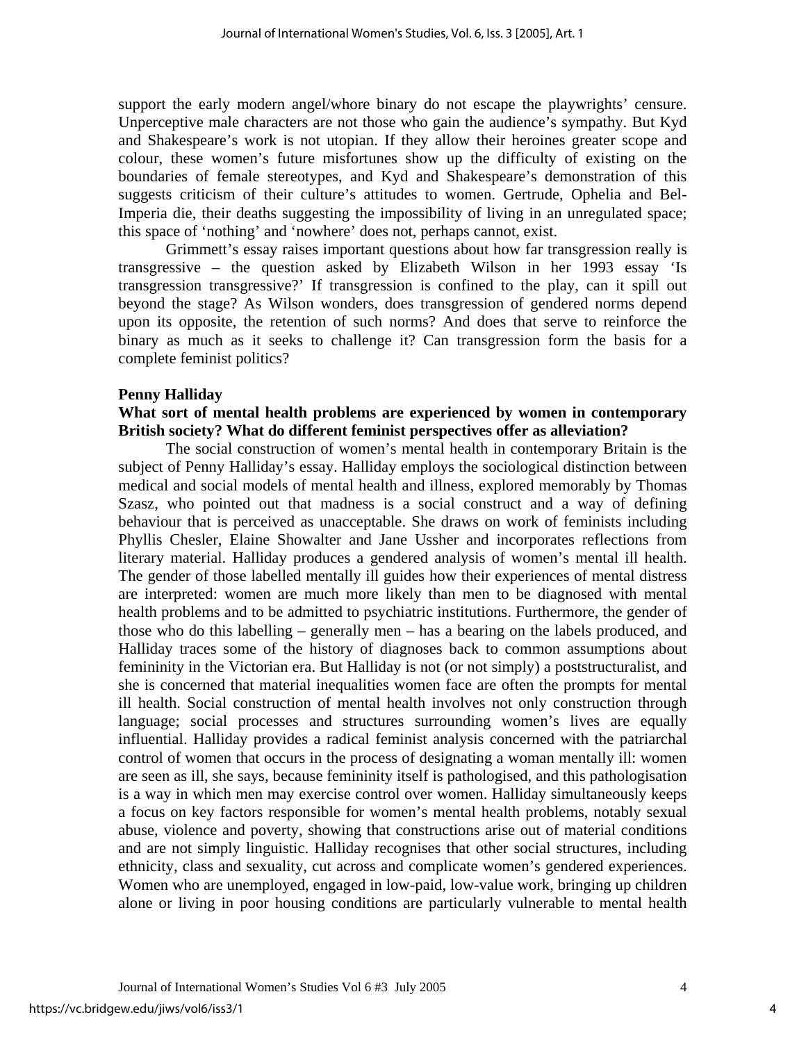support the early modern angel/whore binary do not escape the playwrights' censure. Unperceptive male characters are not those who gain the audience's sympathy. But Kyd and Shakespeare's work is not utopian. If they allow their heroines greater scope and colour, these women's future misfortunes show up the difficulty of existing on the boundaries of female stereotypes, and Kyd and Shakespeare's demonstration of this suggests criticism of their culture's attitudes to women. Gertrude, Ophelia and Bel-Imperia die, their deaths suggesting the impossibility of living in an unregulated space; this space of 'nothing' and 'nowhere' does not, perhaps cannot, exist.

Grimmett's essay raises important questions about how far transgression really is transgressive – the question asked by Elizabeth Wilson in her 1993 essay 'Is transgression transgressive?' If transgression is confined to the play, can it spill out beyond the stage? As Wilson wonders, does transgression of gendered norms depend upon its opposite, the retention of such norms? And does that serve to reinforce the binary as much as it seeks to challenge it? Can transgression form the basis for a complete feminist politics?

**Penny Halliday**

**What sort of mental health problems are experienced by women in contemporary British society? What do different feminist perspectives offer as alleviation?**

The social construction of women's mental health in contemporary Britain is the subject of Penny Halliday's essay. Halliday employs the sociological distinction between medical and social models of mental health and illness, explored memorably by Thomas Szasz, who pointed out that madness is a social construct and a way of defining behaviour that is perceived as unacceptable. She draws on work of feminists including Phyllis Chesler, Elaine Showalter and Jane Ussher and incorporates reflections from literary material. Halliday produces a gendered analysis of women's mental ill health. The gender of those labelled mentally ill guides how their experiences of mental distress are interpreted: women are much more likely than men to be diagnosed with mental health problems and to be admitted to psychiatric institutions. Furthermore, the gender of those who do this labelling – generally men – has a bearing on the labels produced, and Halliday traces some of the history of diagnoses back to common assumptions about femininity in the Victorian era. But Halliday is not (or not simply) a poststructuralist, and she is concerned that material inequalities women face are often the prompts for mental ill health. Social construction of mental health involves not only construction through language; social processes and structures surrounding women's lives are equally influential. Halliday provides a radical feminist analysis concerned with the patriarchal control of women that occurs in the process of designating a woman mentally ill: women are seen as ill, she says, because femininity itself is pathologised, and this pathologisation is a way in which men may exercise control over women. Halliday simultaneously keeps a focus on key factors responsible for women's mental health problems, notably sexual abuse, violence and poverty, showing that constructions arise out of material conditions and are not simply linguistic. Halliday recognises that other social structures, including ethnicity, class and sexuality, cut across and complicate women's gendered experiences. Women who are unemployed, engaged in low-paid, low-value work, bringing up children alone or living in poor housing conditions are particularly vulnerable to mental health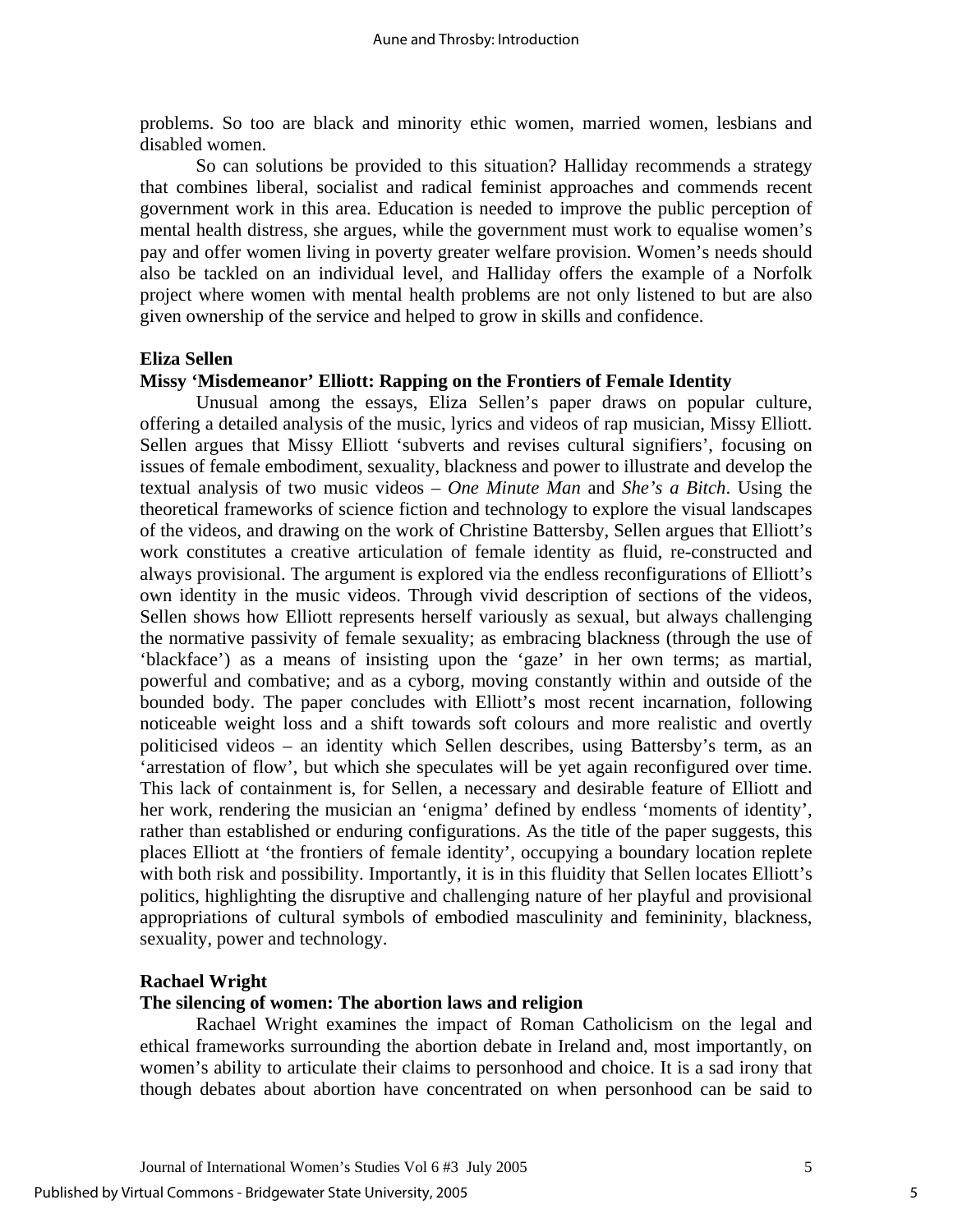problems. So too are black and minority ethic women, married women, lesbians and disabled women.

So can solutions be provided to this situation? Halliday recommends a strategy that combines liberal, socialist and radical feminist approaches and commends recent government work in this area. Education is needed to improve the public perception of mental health distress, she argues, while the government must work to equalise women's pay and offer women living in poverty greater welfare provision. Women's needs should also be tackled on an individual level, and Halliday offers the example of a Norfolk project where women with mental health problems are not only listened to but are also given ownership of the service and helped to grow in skills and confidence.

**Eliza Sellen**

**Missy 'Misdemeanor' Elliott: Rapping on the Frontiers of Female Identity**

Unusual among the essays, Eliza Sellen's paper draws on popular culture, offering a detailed analysis of the music, lyrics and videos of rap musician, Missy Elliott. Sellen argues that Missy Elliott 'subverts and revises cultural signifiers', focusing on issues of female embodiment, sexuality, blackness and power to illustrate and develop the textual analysis of two music videos – *One Minute Man* and *She's a Bitch*. Using the theoretical frameworks of science fiction and technology to explore the visual landscapes of the videos, and drawing on the work of Christine Battersby, Sellen argues that Elliott's work constitutes a creative articulation of female identity as fluid, re-constructed and always provisional. The argument is explored via the endless reconfigurations of Elliott's own identity in the music videos. Through vivid description of sections of the videos, Sellen shows how Elliott represents herself variously as sexual, but always challenging the normative passivity of female sexuality; as embracing blackness (through the use of 'blackface') as a means of insisting upon the 'gaze' in her own terms; as martial, powerful and combative; and as a cyborg, moving constantly within and outside of the bounded body. The paper concludes with Elliott's most recent incarnation, following noticeable weight loss and a shift towards soft colours and more realistic and overtly politicised videos – an identity which Sellen describes, using Battersby's term, as an 'arrestation of flow', but which she speculates will be yet again reconfigured over time. This lack of containment is, for Sellen, a necessary and desirable feature of Elliott and her work, rendering the musician an 'enigma' defined by endless 'moments of identity', rather than established or enduring configurations. As the title of the paper suggests, this places Elliott at 'the frontiers of female identity', occupying a boundary location replete with both risk and possibility. Importantly, it is in this fluidity that Sellen locates Elliott's politics, highlighting the disruptive and challenging nature of her playful and provisional appropriations of cultural symbols of embodied masculinity and femininity, blackness, sexuality, power and technology.

**Rachael Wright**

**The silencing of women: The abortion laws and religion**

Rachael Wright examines the impact of Roman Catholicism on the legal and ethical frameworks surrounding the abortion debate in Ireland and, most importantly, on women's ability to articulate their claims to personhood and choice. It is a sad irony that though debates about abortion have concentrated on when personhood can be said to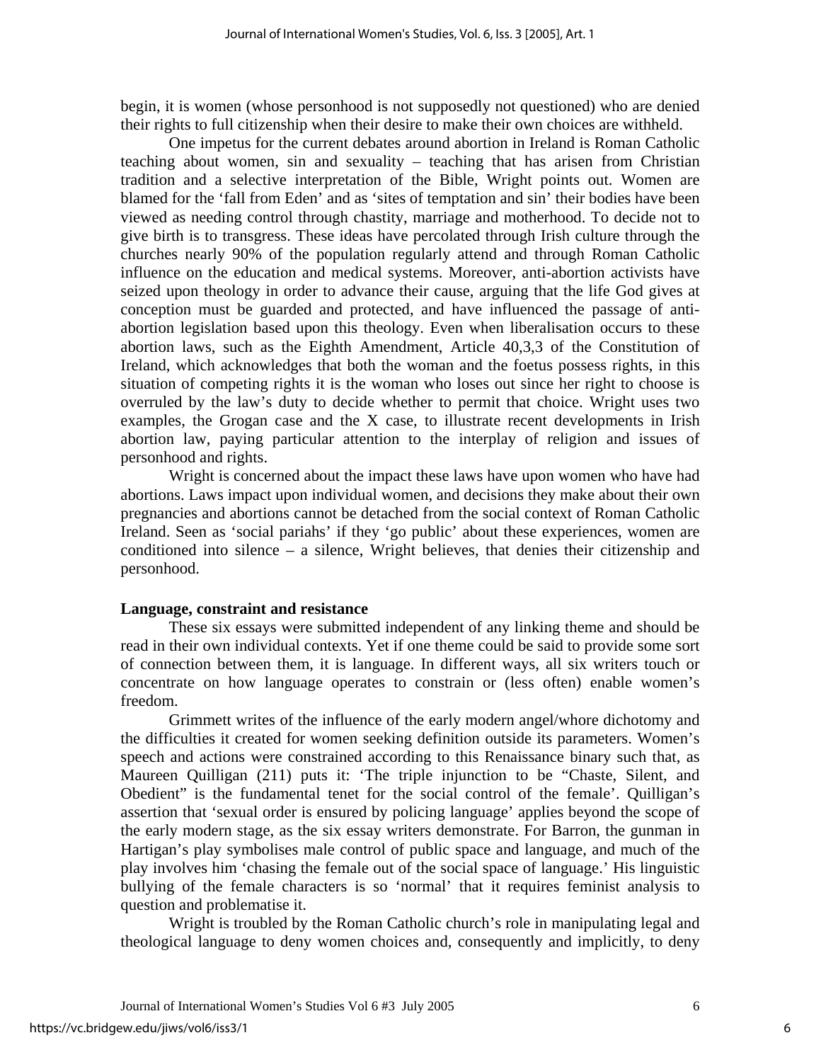begin, it is women (whose personhood is not supposedly not questioned) who are denied their rights to full citizenship when their desire to make their own choices are withheld.

One impetus for the current debates around abortion in Ireland is Roman Catholic teaching about women, sin and sexuality – teaching that has arisen from Christian tradition and a selective interpretation of the Bible, Wright points out. Women are blamed for the 'fall from Eden' and as 'sites of temptation and sin' their bodies have been viewed as needing control through chastity, marriage and motherhood. To decide not to give birth is to transgress. These ideas have percolated through Irish culture through the churches nearly 90% of the population regularly attend and through Roman Catholic influence on the education and medical systems. Moreover, anti-abortion activists have seized upon theology in order to advance their cause, arguing that the life God gives at conception must be guarded and protected, and have influenced the passage of anti-abortion legislation based upon this theology. Even when liberalisation occurs to these abortion laws, such as the Eighth Amendment, Article 40,3,3 of the Constitution of Ireland, which acknowledges that both the woman and the foetus possess rights, in this situation of competing rights it is the woman who loses out since her right to choose is overruled by the law's duty to decide whether to permit that choice. Wright uses two examples, the Grogan case and the X case, to illustrate recent developments in Irish abortion law, paying particular attention to the interplay of religion and issues of personhood and rights.

Wright is concerned about the impact these laws have upon women who have had abortions. Laws impact upon individual women, and decisions they make about their own pregnancies and abortions cannot be detached from the social context of Roman Catholic Ireland. Seen as 'social pariahs' if they 'go public' about these experiences, women are conditioned into silence – a silence, Wright believes, that denies their citizenship and personhood.

**Language, constraint and resistance**

These six essays were submitted independent of any linking theme and should be read in their own individual contexts. Yet if one theme could be said to provide some sort of connection between them, it is language. In different ways, all six writers touch or concentrate on how language operates to constrain or (less often) enable women's freedom.

Grimmett writes of the influence of the early modern angel/whore dichotomy and the difficulties it created for women seeking definition outside its parameters. Women's speech and actions were constrained according to this Renaissance binary such that, as Maureen Quilligan (211) puts it: 'The triple injunction to be "Chaste, Silent, and Obedient" is the fundamental tenet for the social control of the female'. Quilligan's assertion that 'sexual order is ensured by policing language' applies beyond the scope of the early modern stage, as the six essay writers demonstrate. For Barron, the gunman in Hartigan's play symbolises male control of public space and language, and much of the play involves him 'chasing the female out of the social space of language.' His linguistic bullying of the female characters is so 'normal' that it requires feminist analysis to question and problematise it.

Wright is troubled by the Roman Catholic church's role in manipulating legal and theological language to deny women choices and, consequently and implicitly, to deny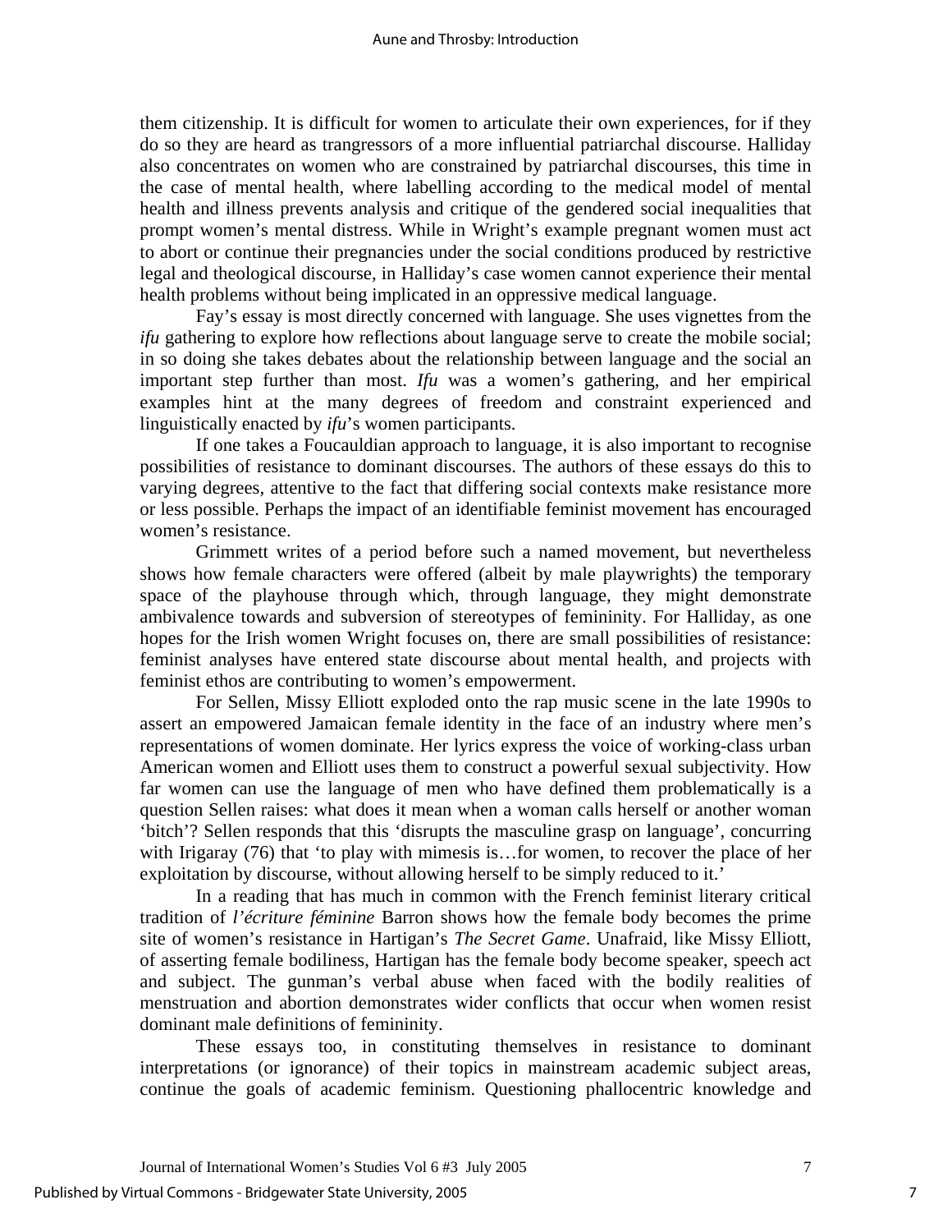them citizenship. It is difficult for women to articulate their own experiences, for if they do so they are heard as trangressors of a more influential patriarchal discourse. Halliday also concentrates on women who are constrained by patriarchal discourses, this time in the case of mental health, where labelling according to the medical model of mental health and illness prevents analysis and critique of the gendered social inequalities that prompt women's mental distress. While in Wright's example pregnant women must act to abort or continue their pregnancies under the social conditions produced by restrictive legal and theological discourse, in Halliday's case women cannot experience their mental health problems without being implicated in an oppressive medical language.

Fay's essay is most directly concerned with language. She uses vignettes from the *ifu* gathering to explore how reflections about language serve to create the mobile social; in so doing she takes debates about the relationship between language and the social an important step further than most. *Ifu* was a women's gathering, and her empirical examples hint at the many degrees of freedom and constraint experienced and linguistically enacted by *ifu*'s women participants.

If one takes a Foucauldian approach to language, it is also important to recognise possibilities of resistance to dominant discourses. The authors of these essays do this to varying degrees, attentive to the fact that differing social contexts make resistance more or less possible. Perhaps the impact of an identifiable feminist movement has encouraged women's resistance.

Grimmett writes of a period before such a named movement, but nevertheless shows how female characters were offered (albeit by male playwrights) the temporary space of the playhouse through which, through language, they might demonstrate ambivalence towards and subversion of stereotypes of femininity. For Halliday, as one hopes for the Irish women Wright focuses on, there are small possibilities of resistance: feminist analyses have entered state discourse about mental health, and projects with feminist ethos are contributing to women's empowerment.

For Sellen, Missy Elliott exploded onto the rap music scene in the late 1990s to assert an empowered Jamaican female identity in the face of an industry where men's representations of women dominate. Her lyrics express the voice of working-class urban American women and Elliott uses them to construct a powerful sexual subjectivity. How far women can use the language of men who have defined them problematically is a question Sellen raises: what does it mean when a woman calls herself or another woman 'bitch'? Sellen responds that this 'disrupts the masculine grasp on language', concurring with Irigaray (76) that 'to play with mimesis is…for women, to recover the place of her exploitation by discourse, without allowing herself to be simply reduced to it.'

In a reading that has much in common with the French feminist literary critical tradition of *l'écriture féminine* Barron shows how the female body becomes the prime site of women's resistance in Hartigan's *The Secret Game*. Unafraid, like Missy Elliott, of asserting female bodiliness, Hartigan has the female body become speaker, speech act and subject. The gunman's verbal abuse when faced with the bodily realities of menstruation and abortion demonstrates wider conflicts that occur when women resist dominant male definitions of femininity.

These essays too, in constituting themselves in resistance to dominant interpretations (or ignorance) of their topics in mainstream academic subject areas, continue the goals of academic feminism. Questioning phallocentric knowledge and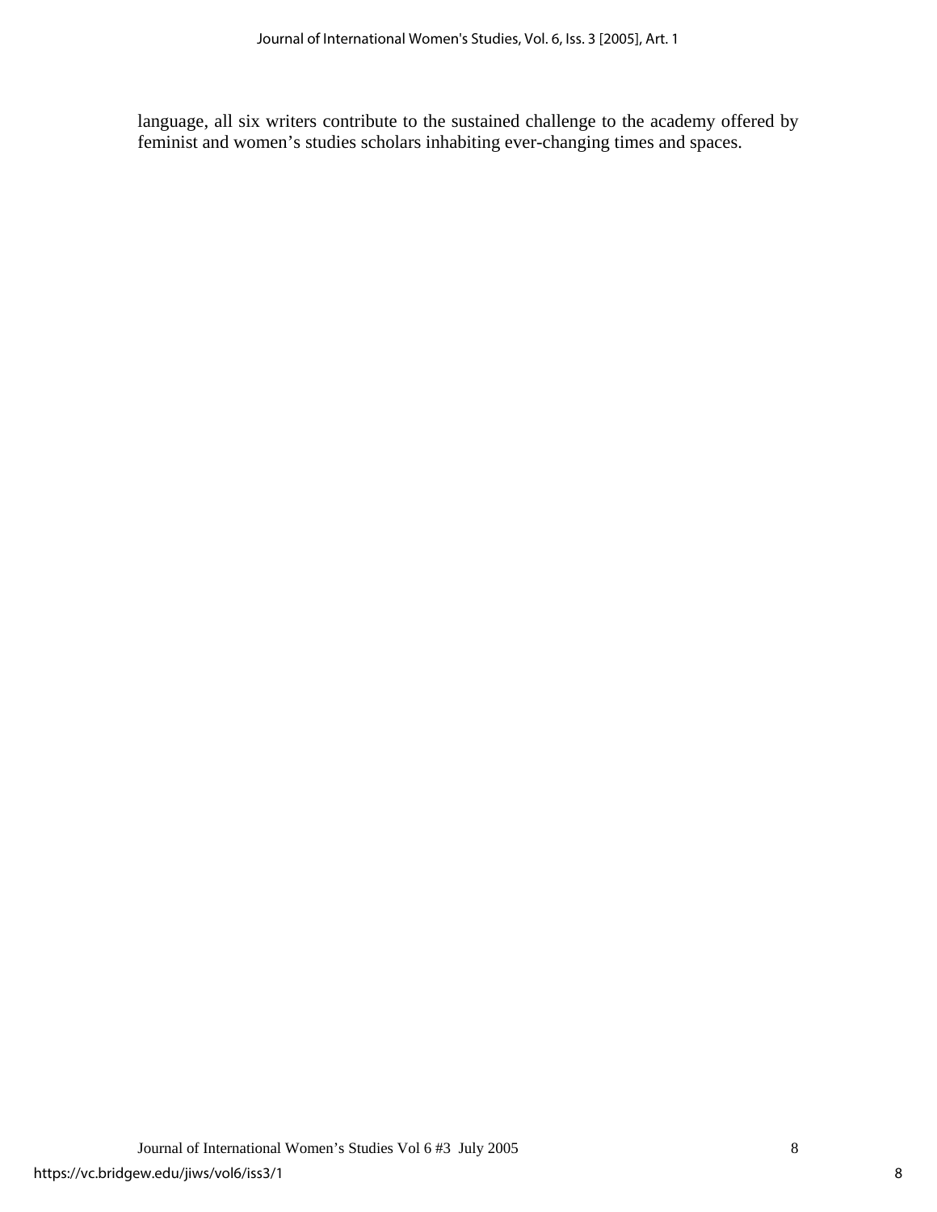language, all six writers contribute to the sustained challenge to the academy offered by feminist and women's studies scholars inhabiting ever-changing times and spaces.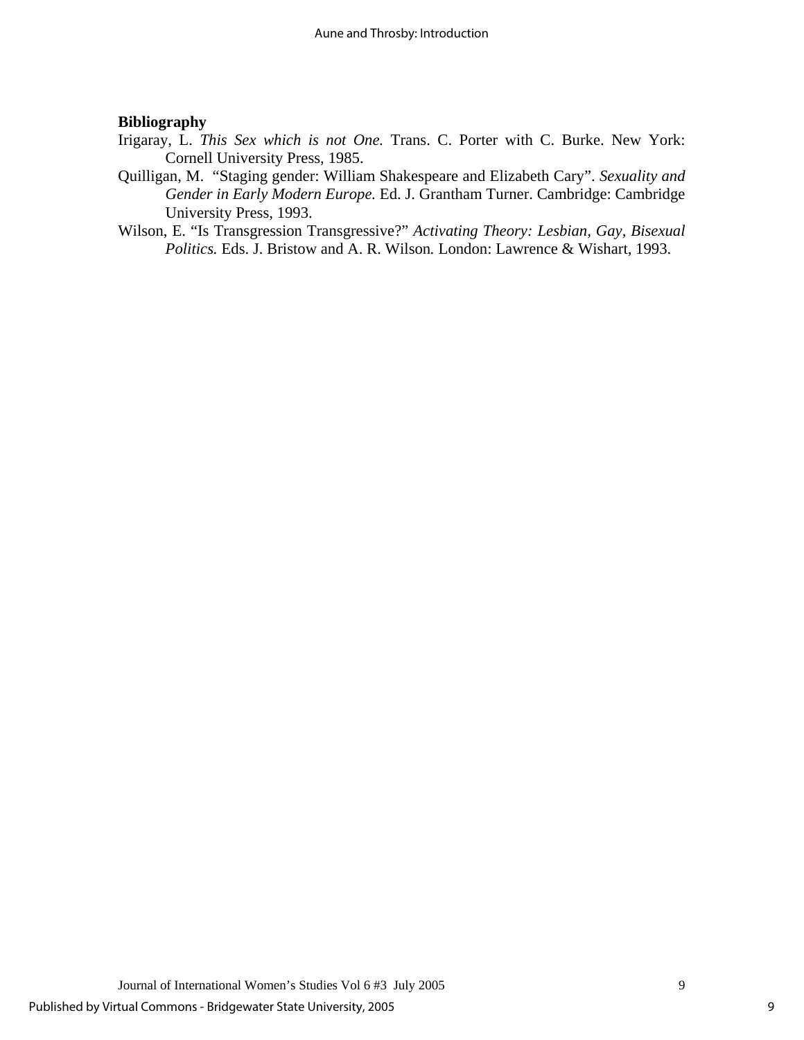**Bibliography**

Irigaray, L. *This Sex which is not One.* Trans. C. Porter with C. Burke. New York: Cornell University Press, 1985.

Quilligan, M. "Staging gender: William Shakespeare and Elizabeth Cary". *Sexuality and Gender in Early Modern Europe.* Ed. J. Grantham Turner. Cambridge: Cambridge University Press, 1993.

Wilson, E. "Is Transgression Transgressive?" *Activating Theory: Lesbian, Gay, Bisexual Politics.* Eds. J. Bristow and A. R. Wilson*.* London: Lawrence & Wishart, 1993.